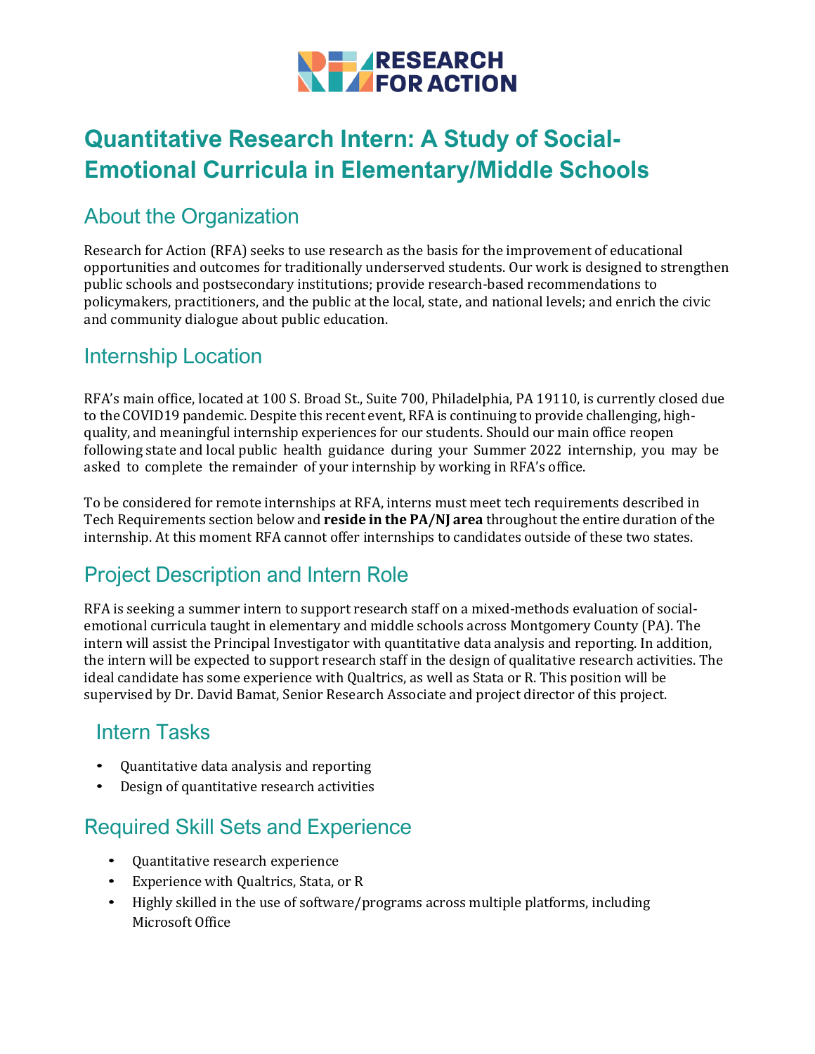# Quantitative Research Intern: A Study of Social-Emotional Curricula in Elementary/Middle Schools

## About the Organization

Research for Action (RFA) seeks to use research as the basis for the improvement of educational opportunities and outcomes for traditionally underserved students. Our work is designed to strengthen public schools and postsecondary institutions; provide research-based recommendations to policymakers, practitioners, and the public at the local, state, and national levels; and enrich the civic and community dialogue about public education.

## Internship Location

RFA's main office, located at 100 S. Broad St., Suite 700, Philadelphia, PA 19110, is currently closed due to the COVID19 pandemic. Despite this recent event, RFA is continuing to provide challenging, high-quality, and meaningful internship experiences for our students. Should our main office reopen following state and local public health guidance during your Summer 2022 internship, you may be asked to complete the remainder of your internship by working in RFA's office.

To be considered for remote internships at RFA, interns must meet tech requirements described in Tech Requirements section below and **reside in the PA/NJ area** throughout the entire duration of the internship. At this moment RFA cannot offer internships to candidates outside of these two states.

## Project Description and Intern Role

RFA is seeking a summer intern to support research staff on a mixed-methods evaluation of social-emotional curricula taught in elementary and middle schools across Montgomery County (PA). The intern will assist the Principal Investigator with quantitative data analysis and reporting. In addition, the intern will be expected to support research staff in the design of qualitative research activities. The ideal candidate has some experience with Qualtrics, as well as Stata or R. This position will be supervised by Dr. David Bamat, Senior Research Associate and project director of this project.

### Intern Tasks

- Quantitative data analysis and reporting
- Design of quantitative research activities

## Required Skill Sets and Experience

- Quantitative research experience
- Experience with Qualtrics, Stata, or R
- Highly skilled in the use of software/programs across multiple platforms, including Microsoft Office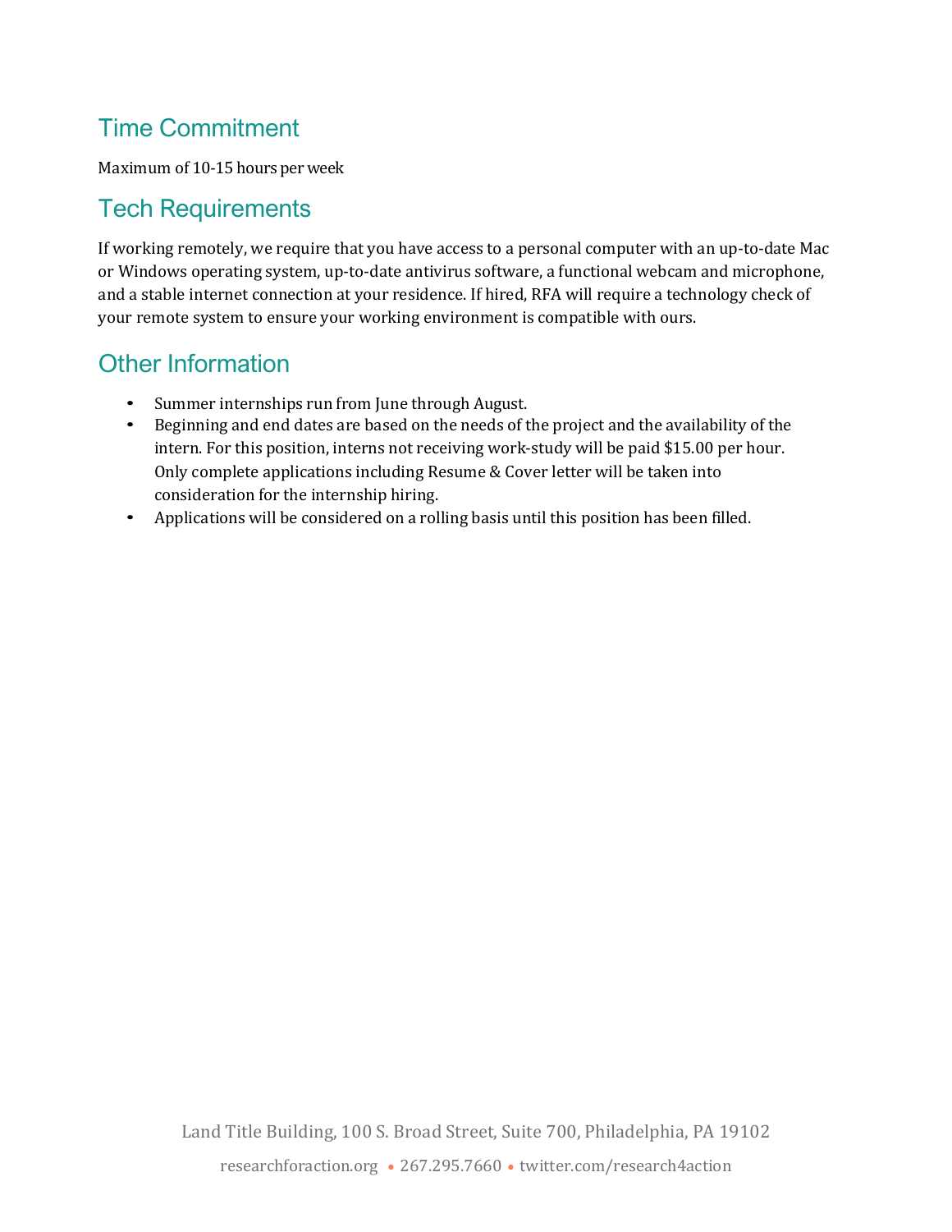## Time Commitment

Maximum of 10-15 hours per week

## Tech Requirements

If working remotely, we require that you have access to a personal computer with an up-to-date Mac or Windows operating system, up-to-date antivirus software, a functional webcam and microphone, and a stable internet connection at your residence. If hired, RFA will require a technology check of your remote system to ensure your working environment is compatible with ours.

## Other Information

- Summer internships run from June through August.
- Beginning and end dates are based on the needs of the project and the availability of the intern. For this position, interns not receiving work-study will be paid $15.00 per hour. Only complete applications including Resume & Cover letter will be taken into consideration for the internship hiring.
- Applications will be considered on a rolling basis until this position has been filled.

Land Title Building, 100 S. Broad Street, Suite 700, Philadelphia, PA 19102

researchforaction.org • 267.295.7660 • twitter.com/research4action